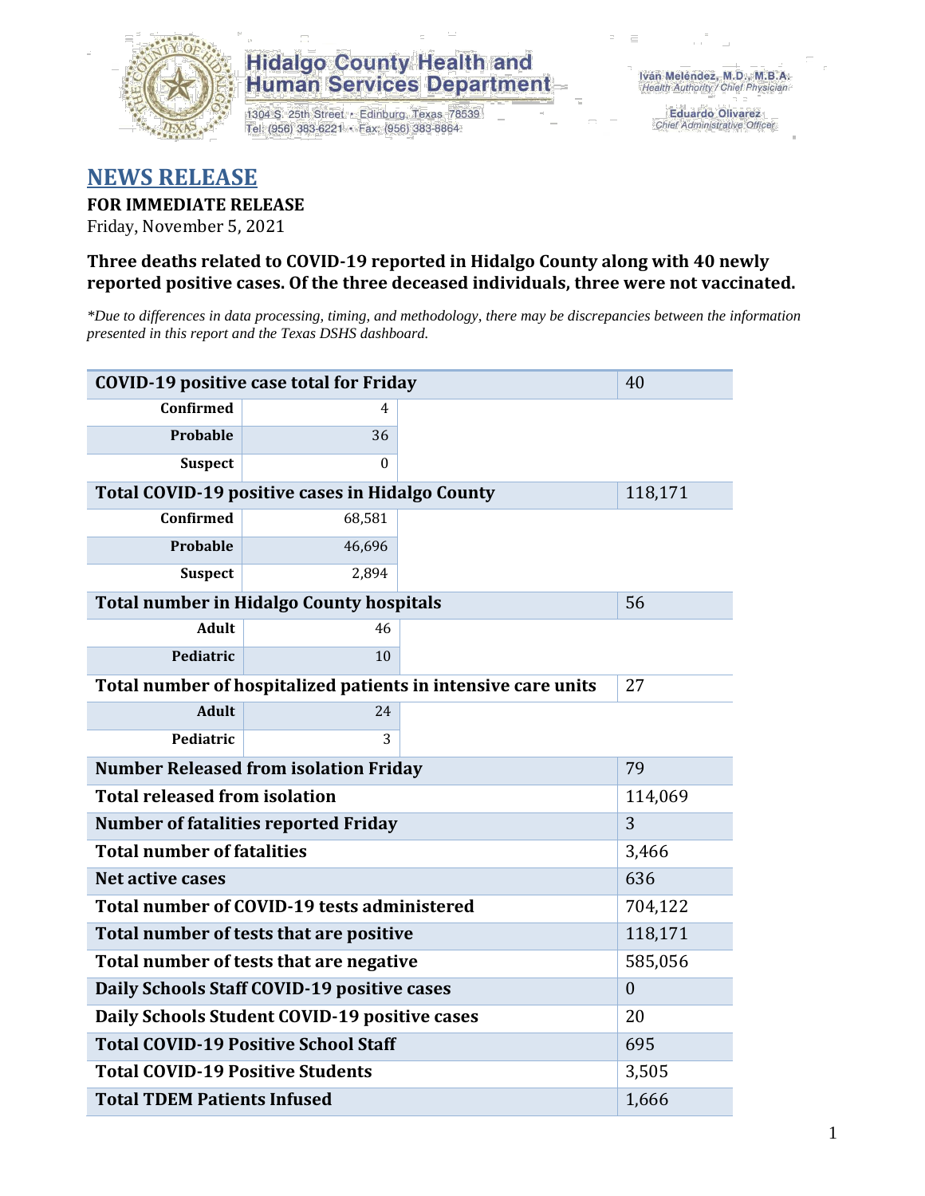Hidalgo County Health and Human Services Department

1304 S. 25th Street • Edinburg, Texas 78539
Tel: (956) 383-6221 • Fax: (956) 383-8864

Iván Meléndez, M.D., M.B.A.
Health Authority / Chief Physician

Eduardo Olivarez
Chief Administrative Officer

# NEWS RELEASE

**FOR IMMEDIATE RELEASE**
Friday, November 5, 2021

### Three deaths related to COVID-19 reported in Hidalgo County along with 40 newly reported positive cases. Of the three deceased individuals, three were not vaccinated.

*\*Due to differences in data processing, timing, and methodology, there may be discrepancies between the information presented in this report and the Texas DSHS dashboard.*

| | | | |
|---|---|---|---|
| **COVID-19 positive case total for Friday** | | | 40 |
| **Confirmed** | 4 | | |
| **Probable** | 36 | | |
| **Suspect** | 0 | | |
| **Total COVID-19 positive cases in Hidalgo County** | | | 118,171 |
| **Confirmed** | 68,581 | | |
| **Probable** | 46,696 | | |
| **Suspect** | 2,894 | | |
| **Total number in Hidalgo County hospitals** | | | 56 |
| **Adult** | 46 | | |
| **Pediatric** | 10 | | |
| **Total number of hospitalized patients in intensive care units** | | | 27 |
| **Adult** | 24 | | |
| **Pediatric** | 3 | | |
| **Number Released from isolation Friday** | | | 79 |
| **Total released from isolation** | | | 114,069 |
| **Number of fatalities reported Friday** | | | 3 |
| **Total number of fatalities** | | | 3,466 |
| **Net active cases** | | | 636 |
| **Total number of COVID-19 tests administered** | | | 704,122 |
| **Total number of tests that are positive** | | | 118,171 |
| **Total number of tests that are negative** | | | 585,056 |
| **Daily Schools Staff COVID-19 positive cases** | | | 0 |
| **Daily Schools Student COVID-19 positive cases** | | | 20 |
| **Total COVID-19 Positive School Staff** | | | 695 |
| **Total COVID-19 Positive Students** | | | 3,505 |
| **Total TDEM Patients Infused** | | | 1,666 |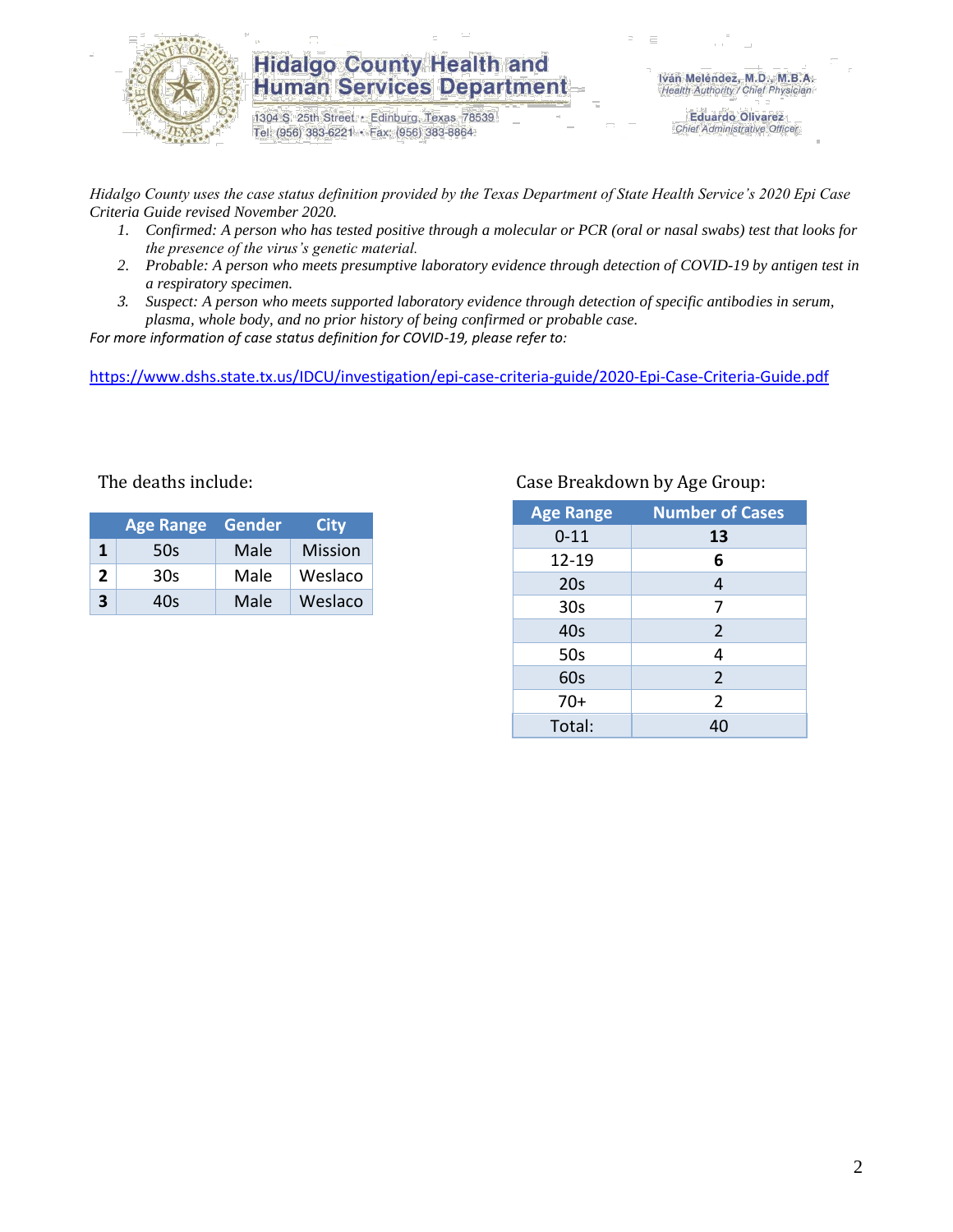# Hidalgo County Health and Human Services Department

1304 S. 25th Street • Edinburg, Texas 78539
Tel: (956) 383-6221 • Fax: (956) 383-8864

Iván Meléndez, M.D., M.B.A.
Health Authority / Chief Physician

Eduardo Olivarez
Chief Administrative Officer

*Hidalgo County uses the case status definition provided by the Texas Department of State Health Service's 2020 Epi Case Criteria Guide revised November 2020.*

1. *Confirmed: A person who has tested positive through a molecular or PCR (oral or nasal swabs) test that looks for the presence of the virus's genetic material.*
2. *Probable: A person who meets presumptive laboratory evidence through detection of COVID-19 by antigen test in a respiratory specimen.*
3. *Suspect: A person who meets supported laboratory evidence through detection of specific antibodies in serum, plasma, whole body, and no prior history of being confirmed or probable case.*

*For more information of case status definition for COVID-19, please refer to:*

https://www.dshs.state.tx.us/IDCU/investigation/epi-case-criteria-guide/2020-Epi-Case-Criteria-Guide.pdf

The deaths include:

| | Age Range | Gender | City |
|---|---|---|---|
| **1** | 50s | Male | Mission |
| **2** | 30s | Male | Weslaco |
| **3** | 40s | Male | Weslaco |

Case Breakdown by Age Group:

| Age Range | Number of Cases |
|---|---|
| 0-11 | **13** |
| 12-19 | **6** |
| 20s | 4 |
| 30s | 7 |
| 40s | 2 |
| 50s | 4 |
| 60s | 2 |
| 70+ | 2 |
| Total: | 40 |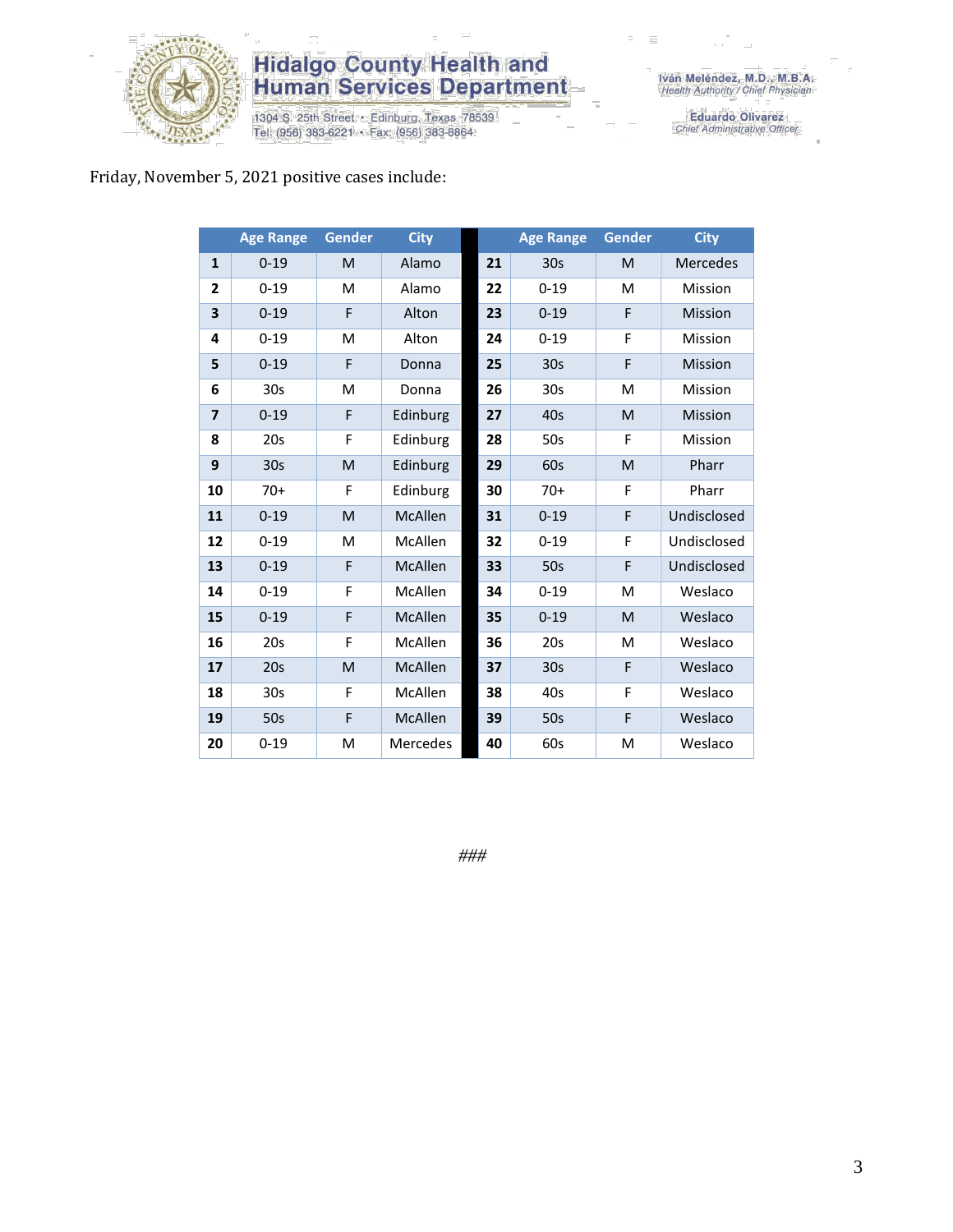Hidalgo County Health and Human Services Department

1304 S. 25th Street • Edinburg, Texas 78539
Tel: (956) 383-6221 • Fax: (956) 383-8864

Iván Meléndez, M.D., M.B.A.
Health Authority / Chief Physician

Eduardo Olivarez
Chief Administrative Officer

Friday, November 5, 2021 positive cases include:

| | Age Range | Gender | City | | | Age Range | Gender | City |
|---|---|---|---|---|---|---|---|---|
| **1** | 0-19 | M | Alamo | | **21** | 30s | M | Mercedes |
| **2** | 0-19 | M | Alamo | | **22** | 0-19 | M | Mission |
| **3** | 0-19 | F | Alton | | **23** | 0-19 | F | Mission |
| **4** | 0-19 | M | Alton | | **24** | 0-19 | F | Mission |
| **5** | 0-19 | F | Donna | | **25** | 30s | F | Mission |
| **6** | 30s | M | Donna | | **26** | 30s | M | Mission |
| **7** | 0-19 | F | Edinburg | | **27** | 40s | M | Mission |
| **8** | 20s | F | Edinburg | | **28** | 50s | F | Mission |
| **9** | 30s | M | Edinburg | | **29** | 60s | M | Pharr |
| **10** | 70+ | F | Edinburg | | **30** | 70+ | F | Pharr |
| **11** | 0-19 | M | McAllen | | **31** | 0-19 | F | Undisclosed |
| **12** | 0-19 | M | McAllen | | **32** | 0-19 | F | Undisclosed |
| **13** | 0-19 | F | McAllen | | **33** | 50s | F | Undisclosed |
| **14** | 0-19 | F | McAllen | | **34** | 0-19 | M | Weslaco |
| **15** | 0-19 | F | McAllen | | **35** | 0-19 | M | Weslaco |
| **16** | 20s | F | McAllen | | **36** | 20s | M | Weslaco |
| **17** | 20s | M | McAllen | | **37** | 30s | F | Weslaco |
| **18** | 30s | F | McAllen | | **38** | 40s | F | Weslaco |
| **19** | 50s | F | McAllen | | **39** | 50s | F | Weslaco |
| **20** | 0-19 | M | Mercedes | | **40** | 60s | M | Weslaco |

###